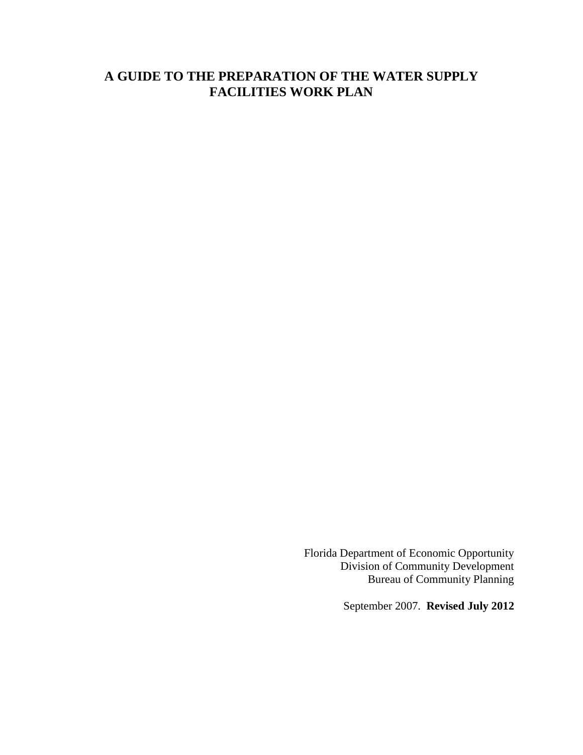# A GUIDE TO THE PREPARATION OF THE WATER SUPPLY FACILITIES WORK PLAN

Florida Department of Economic Opportunity
Division of Community Development
Bureau of Community Planning

September 2007. **Revised July 2012**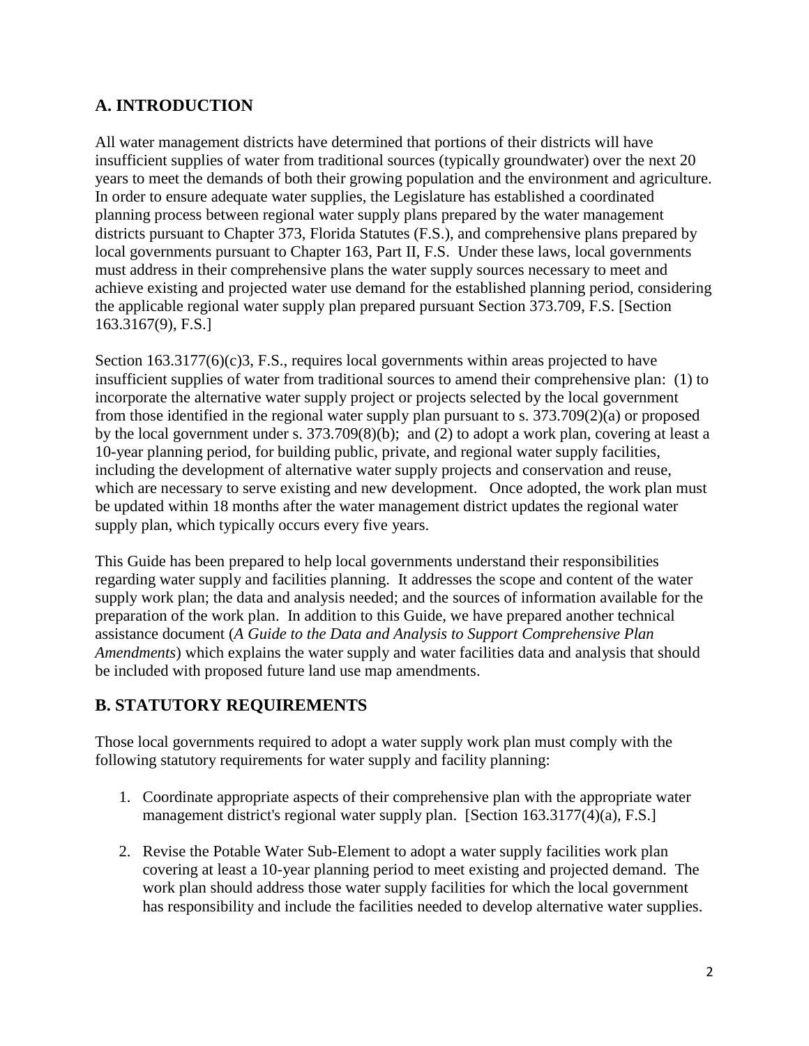## A. INTRODUCTION

All water management districts have determined that portions of their districts will have insufficient supplies of water from traditional sources (typically groundwater) over the next 20 years to meet the demands of both their growing population and the environment and agriculture. In order to ensure adequate water supplies, the Legislature has established a coordinated planning process between regional water supply plans prepared by the water management districts pursuant to Chapter 373, Florida Statutes (F.S.), and comprehensive plans prepared by local governments pursuant to Chapter 163, Part II, F.S. Under these laws, local governments must address in their comprehensive plans the water supply sources necessary to meet and achieve existing and projected water use demand for the established planning period, considering the applicable regional water supply plan prepared pursuant Section 373.709, F.S. [Section 163.3167(9), F.S.]

Section 163.3177(6)(c)3, F.S., requires local governments within areas projected to have insufficient supplies of water from traditional sources to amend their comprehensive plan: (1) to incorporate the alternative water supply project or projects selected by the local government from those identified in the regional water supply plan pursuant to s. 373.709(2)(a) or proposed by the local government under s. 373.709(8)(b); and (2) to adopt a work plan, covering at least a 10-year planning period, for building public, private, and regional water supply facilities, including the development of alternative water supply projects and conservation and reuse, which are necessary to serve existing and new development. Once adopted, the work plan must be updated within 18 months after the water management district updates the regional water supply plan, which typically occurs every five years.

This Guide has been prepared to help local governments understand their responsibilities regarding water supply and facilities planning. It addresses the scope and content of the water supply work plan; the data and analysis needed; and the sources of information available for the preparation of the work plan. In addition to this Guide, we have prepared another technical assistance document (*A Guide to the Data and Analysis to Support Comprehensive Plan Amendments*) which explains the water supply and water facilities data and analysis that should be included with proposed future land use map amendments.

## B. STATUTORY REQUIREMENTS

Those local governments required to adopt a water supply work plan must comply with the following statutory requirements for water supply and facility planning:

1. Coordinate appropriate aspects of their comprehensive plan with the appropriate water management district's regional water supply plan. [Section 163.3177(4)(a), F.S.]

2. Revise the Potable Water Sub-Element to adopt a water supply facilities work plan covering at least a 10-year planning period to meet existing and projected demand. The work plan should address those water supply facilities for which the local government has responsibility and include the facilities needed to develop alternative water supplies.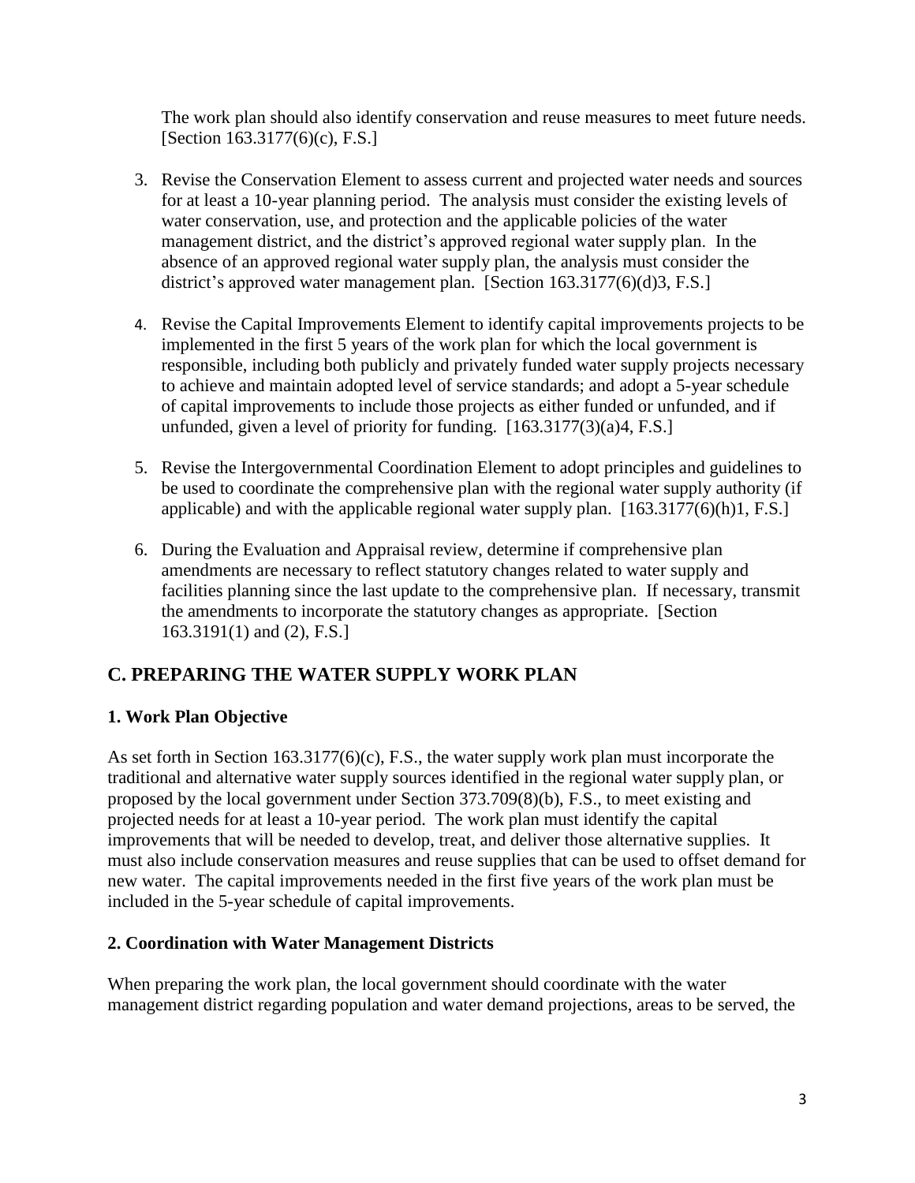The work plan should also identify conservation and reuse measures to meet future needs. [Section 163.3177(6)(c), F.S.]

3. Revise the Conservation Element to assess current and projected water needs and sources for at least a 10-year planning period. The analysis must consider the existing levels of water conservation, use, and protection and the applicable policies of the water management district, and the district's approved regional water supply plan. In the absence of an approved regional water supply plan, the analysis must consider the district's approved water management plan. [Section 163.3177(6)(d)3, F.S.]

4. Revise the Capital Improvements Element to identify capital improvements projects to be implemented in the first 5 years of the work plan for which the local government is responsible, including both publicly and privately funded water supply projects necessary to achieve and maintain adopted level of service standards; and adopt a 5-year schedule of capital improvements to include those projects as either funded or unfunded, and if unfunded, given a level of priority for funding. [163.3177(3)(a)4, F.S.]

5. Revise the Intergovernmental Coordination Element to adopt principles and guidelines to be used to coordinate the comprehensive plan with the regional water supply authority (if applicable) and with the applicable regional water supply plan. [163.3177(6)(h)1, F.S.]

6. During the Evaluation and Appraisal review, determine if comprehensive plan amendments are necessary to reflect statutory changes related to water supply and facilities planning since the last update to the comprehensive plan. If necessary, transmit the amendments to incorporate the statutory changes as appropriate. [Section 163.3191(1) and (2), F.S.]

## C. PREPARING THE WATER SUPPLY WORK PLAN

### 1. Work Plan Objective

As set forth in Section 163.3177(6)(c), F.S., the water supply work plan must incorporate the traditional and alternative water supply sources identified in the regional water supply plan, or proposed by the local government under Section 373.709(8)(b), F.S., to meet existing and projected needs for at least a 10-year period. The work plan must identify the capital improvements that will be needed to develop, treat, and deliver those alternative supplies. It must also include conservation measures and reuse supplies that can be used to offset demand for new water. The capital improvements needed in the first five years of the work plan must be included in the 5-year schedule of capital improvements.

### 2. Coordination with Water Management Districts

When preparing the work plan, the local government should coordinate with the water management district regarding population and water demand projections, areas to be served, the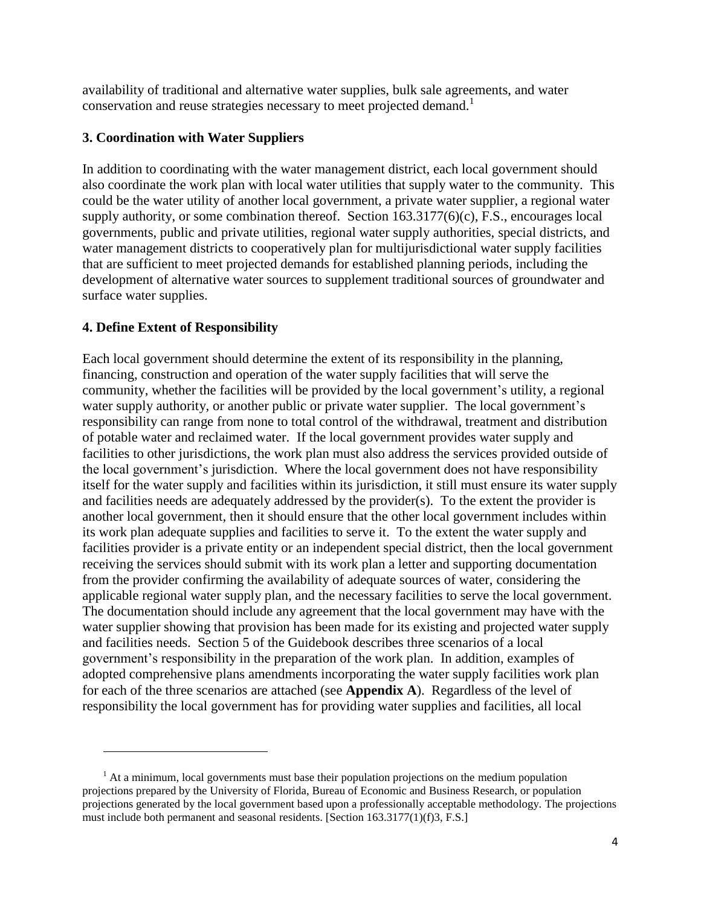availability of traditional and alternative water supplies, bulk sale agreements, and water conservation and reuse strategies necessary to meet projected demand.[1]

### 3. Coordination with Water Suppliers

In addition to coordinating with the water management district, each local government should also coordinate the work plan with local water utilities that supply water to the community. This could be the water utility of another local government, a private water supplier, a regional water supply authority, or some combination thereof. Section 163.3177(6)(c), F.S., encourages local governments, public and private utilities, regional water supply authorities, special districts, and water management districts to cooperatively plan for multijurisdictional water supply facilities that are sufficient to meet projected demands for established planning periods, including the development of alternative water sources to supplement traditional sources of groundwater and surface water supplies.

### 4. Define Extent of Responsibility

Each local government should determine the extent of its responsibility in the planning, financing, construction and operation of the water supply facilities that will serve the community, whether the facilities will be provided by the local government's utility, a regional water supply authority, or another public or private water supplier. The local government's responsibility can range from none to total control of the withdrawal, treatment and distribution of potable water and reclaimed water. If the local government provides water supply and facilities to other jurisdictions, the work plan must also address the services provided outside of the local government's jurisdiction. Where the local government does not have responsibility itself for the water supply and facilities within its jurisdiction, it still must ensure its water supply and facilities needs are adequately addressed by the provider(s). To the extent the provider is another local government, then it should ensure that the other local government includes within its work plan adequate supplies and facilities to serve it. To the extent the water supply and facilities provider is a private entity or an independent special district, then the local government receiving the services should submit with its work plan a letter and supporting documentation from the provider confirming the availability of adequate sources of water, considering the applicable regional water supply plan, and the necessary facilities to serve the local government. The documentation should include any agreement that the local government may have with the water supplier showing that provision has been made for its existing and projected water supply and facilities needs. Section 5 of the Guidebook describes three scenarios of a local government's responsibility in the preparation of the work plan. In addition, examples of adopted comprehensive plans amendments incorporating the water supply facilities work plan for each of the three scenarios are attached (see **Appendix A**). Regardless of the level of responsibility the local government has for providing water supplies and facilities, all local

---

[1] At a minimum, local governments must base their population projections on the medium population projections prepared by the University of Florida, Bureau of Economic and Business Research, or population projections generated by the local government based upon a professionally acceptable methodology. The projections must include both permanent and seasonal residents. [Section 163.3177(1)(f)3, F.S.]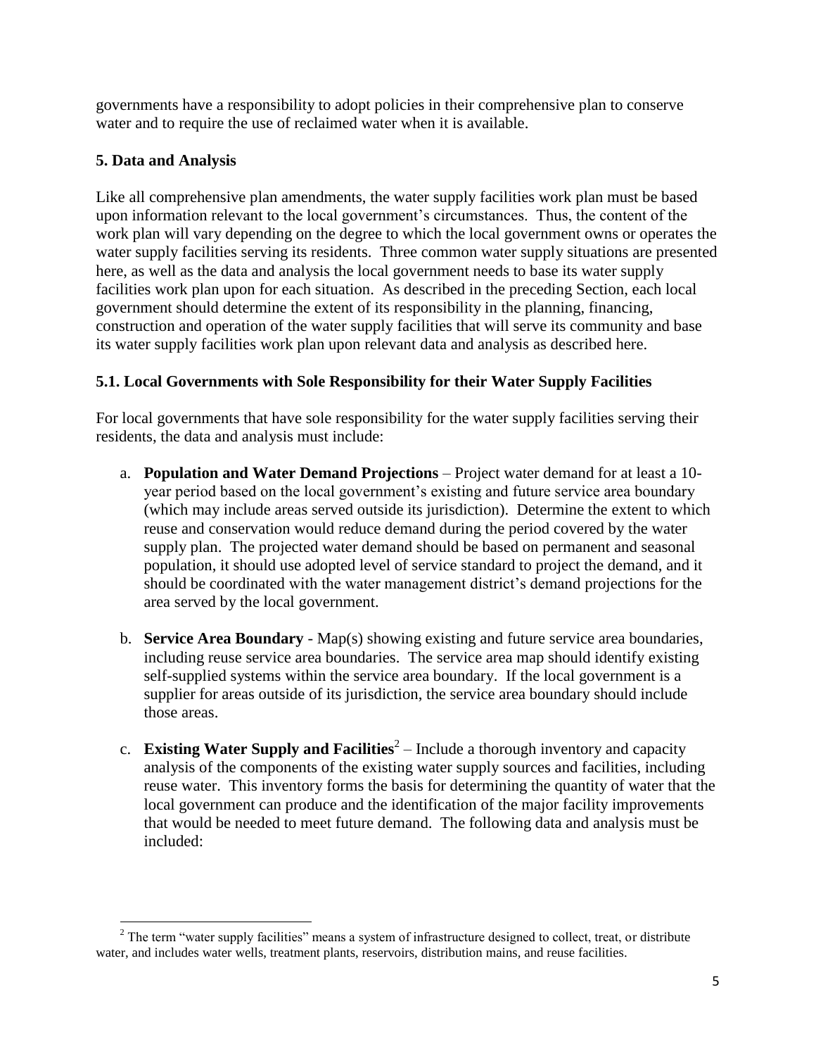governments have a responsibility to adopt policies in their comprehensive plan to conserve water and to require the use of reclaimed water when it is available.

## 5. Data and Analysis

Like all comprehensive plan amendments, the water supply facilities work plan must be based upon information relevant to the local government's circumstances. Thus, the content of the work plan will vary depending on the degree to which the local government owns or operates the water supply facilities serving its residents. Three common water supply situations are presented here, as well as the data and analysis the local government needs to base its water supply facilities work plan upon for each situation. As described in the preceding Section, each local government should determine the extent of its responsibility in the planning, financing, construction and operation of the water supply facilities that will serve its community and base its water supply facilities work plan upon relevant data and analysis as described here.

### 5.1. Local Governments with Sole Responsibility for their Water Supply Facilities

For local governments that have sole responsibility for the water supply facilities serving their residents, the data and analysis must include:

a. **Population and Water Demand Projections** – Project water demand for at least a 10-year period based on the local government's existing and future service area boundary (which may include areas served outside its jurisdiction). Determine the extent to which reuse and conservation would reduce demand during the period covered by the water supply plan. The projected water demand should be based on permanent and seasonal population, it should use adopted level of service standard to project the demand, and it should be coordinated with the water management district's demand projections for the area served by the local government.

b. **Service Area Boundary** - Map(s) showing existing and future service area boundaries, including reuse service area boundaries. The service area map should identify existing self-supplied systems within the service area boundary. If the local government is a supplier for areas outside of its jurisdiction, the service area boundary should include those areas.

c. **Existing Water Supply and Facilities**[2] – Include a thorough inventory and capacity analysis of the components of the existing water supply sources and facilities, including reuse water. This inventory forms the basis for determining the quantity of water that the local government can produce and the identification of the major facility improvements that would be needed to meet future demand. The following data and analysis must be included:

---

[2] The term "water supply facilities" means a system of infrastructure designed to collect, treat, or distribute water, and includes water wells, treatment plants, reservoirs, distribution mains, and reuse facilities.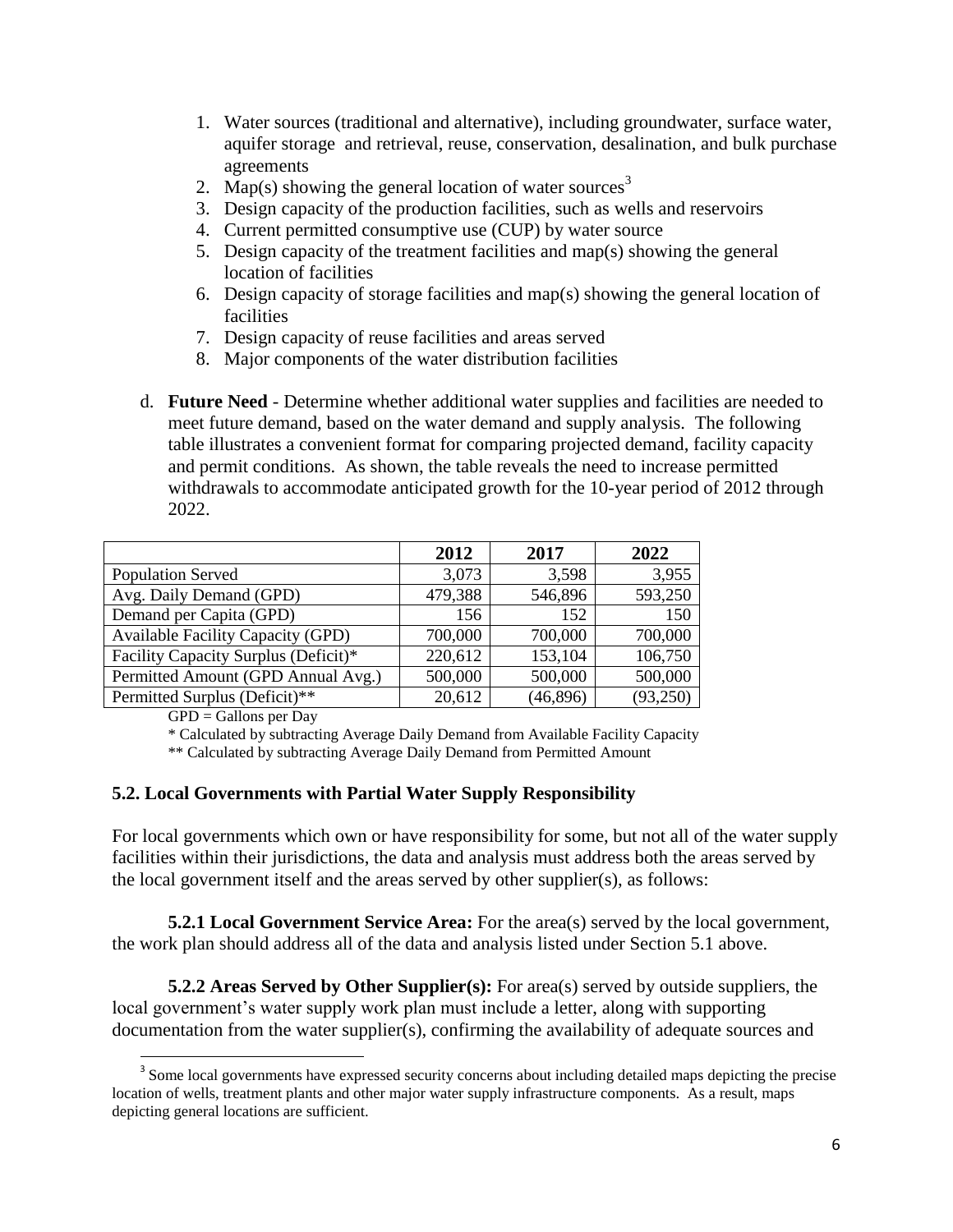1. Water sources (traditional and alternative), including groundwater, surface water, aquifer storage and retrieval, reuse, conservation, desalination, and bulk purchase agreements
2. Map(s) showing the general location of water sources[3]
3. Design capacity of the production facilities, such as wells and reservoirs
4. Current permitted consumptive use (CUP) by water source
5. Design capacity of the treatment facilities and map(s) showing the general location of facilities
6. Design capacity of storage facilities and map(s) showing the general location of facilities
7. Design capacity of reuse facilities and areas served
8. Major components of the water distribution facilities

d. **Future Need** - Determine whether additional water supplies and facilities are needed to meet future demand, based on the water demand and supply analysis. The following table illustrates a convenient format for comparing projected demand, facility capacity and permit conditions. As shown, the table reveals the need to increase permitted withdrawals to accommodate anticipated growth for the 10-year period of 2012 through 2022.

| | 2012 | 2017 | 2022 |
|---|---|---|---|
| Population Served | 3,073 | 3,598 | 3,955 |
| Avg. Daily Demand (GPD) | 479,388 | 546,896 | 593,250 |
| Demand per Capita (GPD) | 156 | 152 | 150 |
| Available Facility Capacity (GPD) | 700,000 | 700,000 | 700,000 |
| Facility Capacity Surplus (Deficit)* | 220,612 | 153,104 | 106,750 |
| Permitted Amount (GPD Annual Avg.) | 500,000 | 500,000 | 500,000 |
| Permitted Surplus (Deficit)** | 20,612 | (46,896) | (93,250) |

GPD = Gallons per Day

* Calculated by subtracting Average Daily Demand from Available Facility Capacity

** Calculated by subtracting Average Daily Demand from Permitted Amount

### 5.2. Local Governments with Partial Water Supply Responsibility

For local governments which own or have responsibility for some, but not all of the water supply facilities within their jurisdictions, the data and analysis must address both the areas served by the local government itself and the areas served by other supplier(s), as follows:

**5.2.1 Local Government Service Area:** For the area(s) served by the local government, the work plan should address all of the data and analysis listed under Section 5.1 above.

**5.2.2 Areas Served by Other Supplier(s):** For area(s) served by outside suppliers, the local government's water supply work plan must include a letter, along with supporting documentation from the water supplier(s), confirming the availability of adequate sources and

[3] Some local governments have expressed security concerns about including detailed maps depicting the precise location of wells, treatment plants and other major water supply infrastructure components. As a result, maps depicting general locations are sufficient.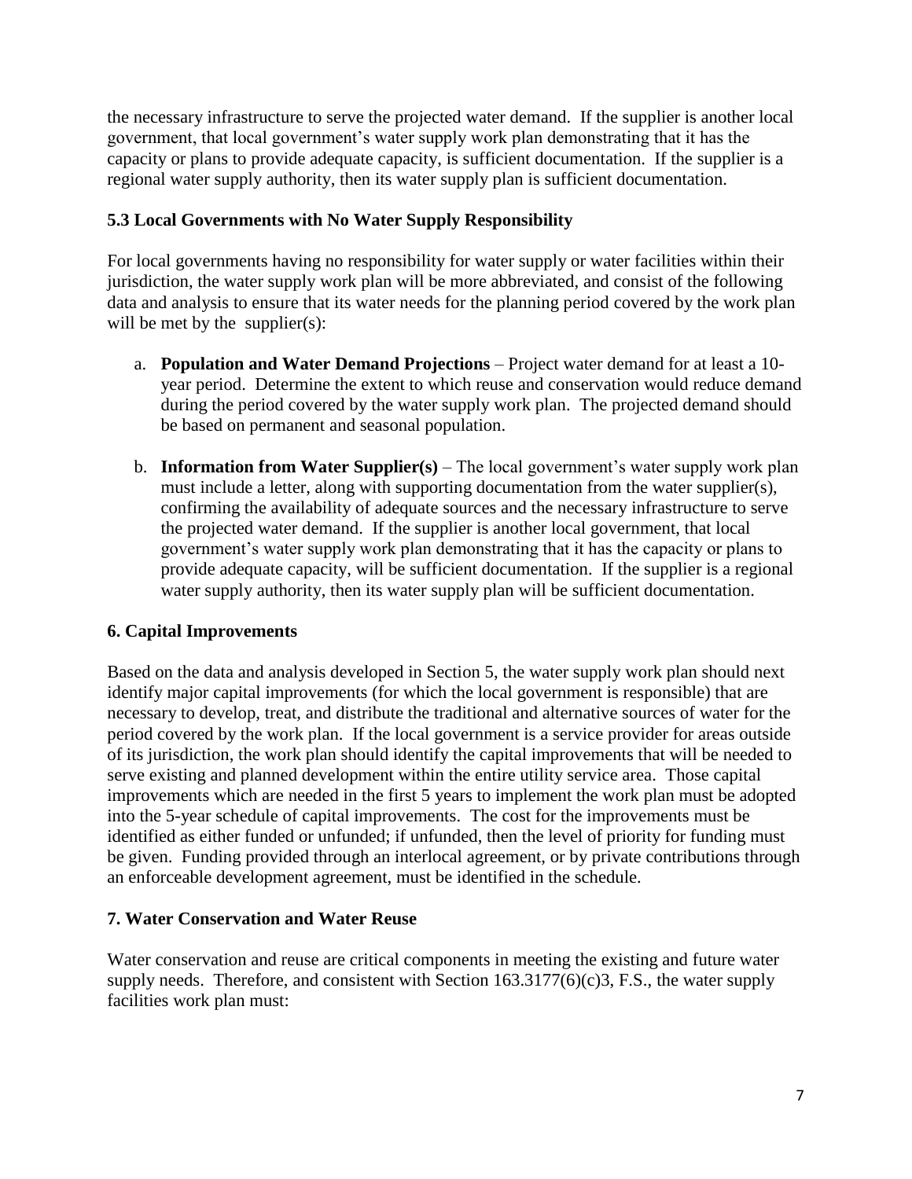the necessary infrastructure to serve the projected water demand. If the supplier is another local government, that local government's water supply work plan demonstrating that it has the capacity or plans to provide adequate capacity, is sufficient documentation. If the supplier is a regional water supply authority, then its water supply plan is sufficient documentation.

### 5.3 Local Governments with No Water Supply Responsibility

For local governments having no responsibility for water supply or water facilities within their jurisdiction, the water supply work plan will be more abbreviated, and consist of the following data and analysis to ensure that its water needs for the planning period covered by the work plan will be met by the supplier(s):

a. **Population and Water Demand Projections** – Project water demand for at least a 10-year period. Determine the extent to which reuse and conservation would reduce demand during the period covered by the water supply work plan. The projected demand should be based on permanent and seasonal population.

b. **Information from Water Supplier(s)** – The local government's water supply work plan must include a letter, along with supporting documentation from the water supplier(s), confirming the availability of adequate sources and the necessary infrastructure to serve the projected water demand. If the supplier is another local government, that local government's water supply work plan demonstrating that it has the capacity or plans to provide adequate capacity, will be sufficient documentation. If the supplier is a regional water supply authority, then its water supply plan will be sufficient documentation.

## 6. Capital Improvements

Based on the data and analysis developed in Section 5, the water supply work plan should next identify major capital improvements (for which the local government is responsible) that are necessary to develop, treat, and distribute the traditional and alternative sources of water for the period covered by the work plan. If the local government is a service provider for areas outside of its jurisdiction, the work plan should identify the capital improvements that will be needed to serve existing and planned development within the entire utility service area. Those capital improvements which are needed in the first 5 years to implement the work plan must be adopted into the 5-year schedule of capital improvements. The cost for the improvements must be identified as either funded or unfunded; if unfunded, then the level of priority for funding must be given. Funding provided through an interlocal agreement, or by private contributions through an enforceable development agreement, must be identified in the schedule.

## 7. Water Conservation and Water Reuse

Water conservation and reuse are critical components in meeting the existing and future water supply needs. Therefore, and consistent with Section 163.3177(6)(c)3, F.S., the water supply facilities work plan must: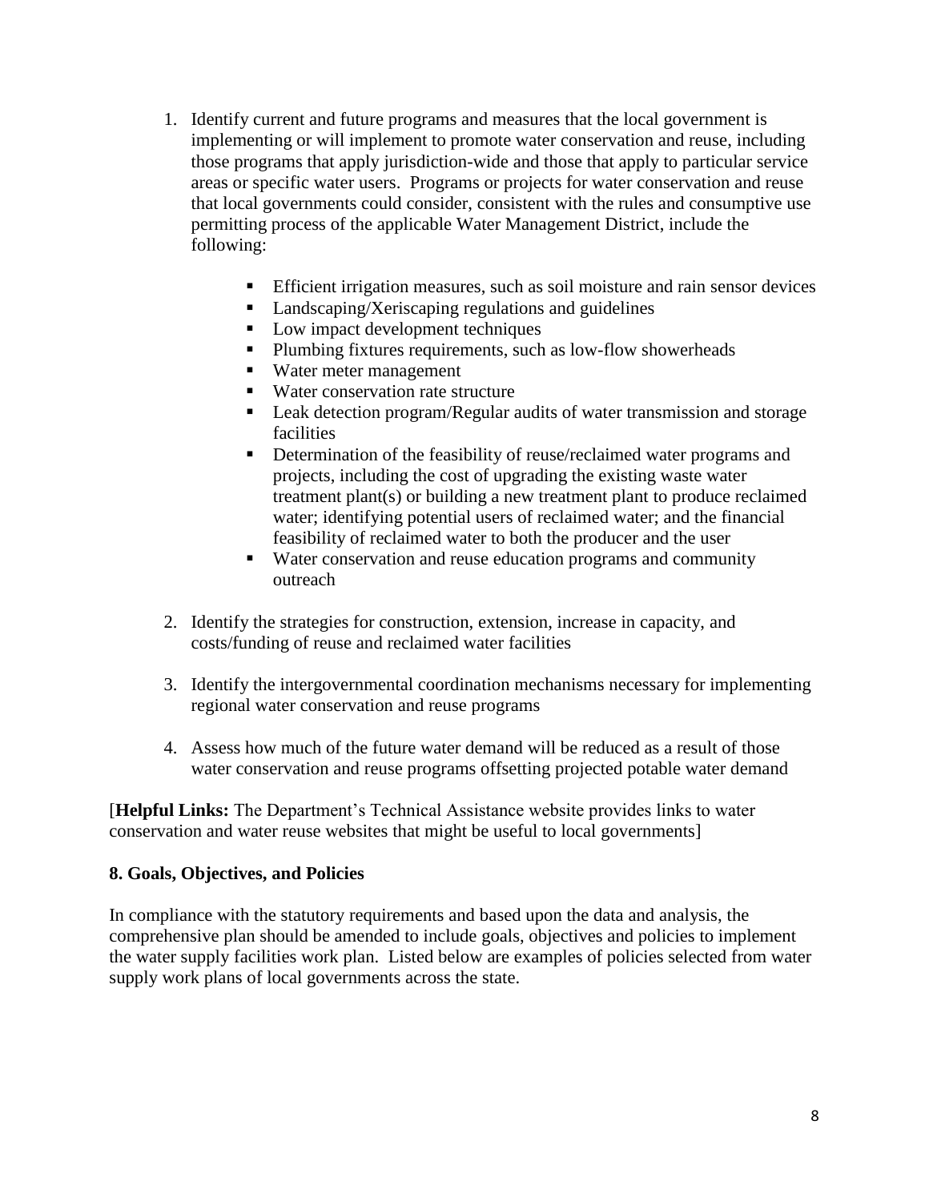1. Identify current and future programs and measures that the local government is implementing or will implement to promote water conservation and reuse, including those programs that apply jurisdiction-wide and those that apply to particular service areas or specific water users. Programs or projects for water conservation and reuse that local governments could consider, consistent with the rules and consumptive use permitting process of the applicable Water Management District, include the following:

   - Efficient irrigation measures, such as soil moisture and rain sensor devices
   - Landscaping/Xeriscaping regulations and guidelines
   - Low impact development techniques
   - Plumbing fixtures requirements, such as low-flow showerheads
   - Water meter management
   - Water conservation rate structure
   - Leak detection program/Regular audits of water transmission and storage facilities
   - Determination of the feasibility of reuse/reclaimed water programs and projects, including the cost of upgrading the existing waste water treatment plant(s) or building a new treatment plant to produce reclaimed water; identifying potential users of reclaimed water; and the financial feasibility of reclaimed water to both the producer and the user
   - Water conservation and reuse education programs and community outreach

2. Identify the strategies for construction, extension, increase in capacity, and costs/funding of reuse and reclaimed water facilities

3. Identify the intergovernmental coordination mechanisms necessary for implementing regional water conservation and reuse programs

4. Assess how much of the future water demand will be reduced as a result of those water conservation and reuse programs offsetting projected potable water demand

[**Helpful Links:** The Department's Technical Assistance website provides links to water conservation and water reuse websites that might be useful to local governments]

**8. Goals, Objectives, and Policies**

In compliance with the statutory requirements and based upon the data and analysis, the comprehensive plan should be amended to include goals, objectives and policies to implement the water supply facilities work plan. Listed below are examples of policies selected from water supply work plans of local governments across the state.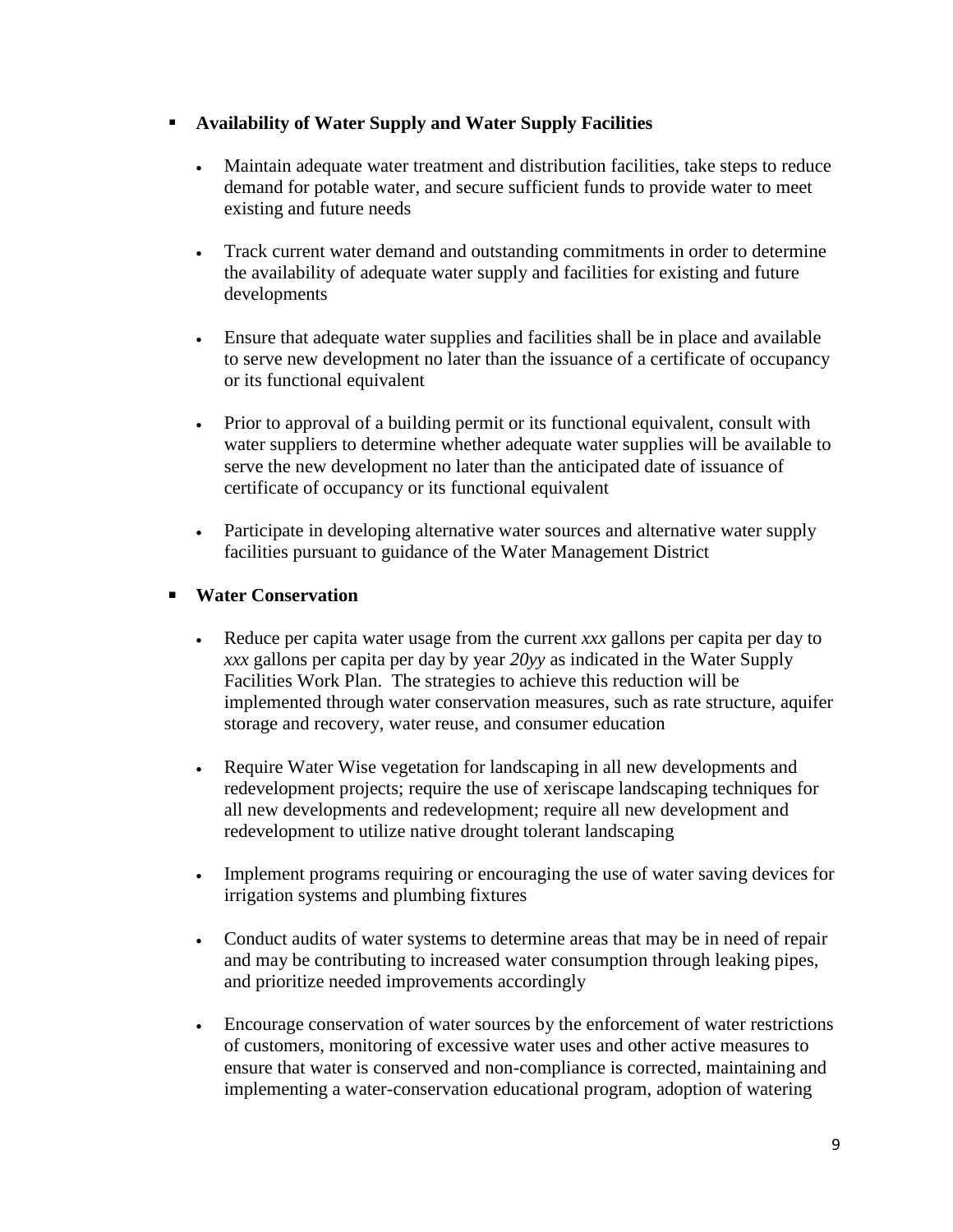- **Availability of Water Supply and Water Supply Facilities**

  - Maintain adequate water treatment and distribution facilities, take steps to reduce demand for potable water, and secure sufficient funds to provide water to meet existing and future needs

  - Track current water demand and outstanding commitments in order to determine the availability of adequate water supply and facilities for existing and future developments

  - Ensure that adequate water supplies and facilities shall be in place and available to serve new development no later than the issuance of a certificate of occupancy or its functional equivalent

  - Prior to approval of a building permit or its functional equivalent, consult with water suppliers to determine whether adequate water supplies will be available to serve the new development no later than the anticipated date of issuance of certificate of occupancy or its functional equivalent

  - Participate in developing alternative water sources and alternative water supply facilities pursuant to guidance of the Water Management District

- **Water Conservation**

  - Reduce per capita water usage from the current *xxx* gallons per capita per day to *xxx* gallons per capita per day by year *20yy* as indicated in the Water Supply Facilities Work Plan. The strategies to achieve this reduction will be implemented through water conservation measures, such as rate structure, aquifer storage and recovery, water reuse, and consumer education

  - Require Water Wise vegetation for landscaping in all new developments and redevelopment projects; require the use of xeriscape landscaping techniques for all new developments and redevelopment; require all new development and redevelopment to utilize native drought tolerant landscaping

  - Implement programs requiring or encouraging the use of water saving devices for irrigation systems and plumbing fixtures

  - Conduct audits of water systems to determine areas that may be in need of repair and may be contributing to increased water consumption through leaking pipes, and prioritize needed improvements accordingly

  - Encourage conservation of water sources by the enforcement of water restrictions of customers, monitoring of excessive water uses and other active measures to ensure that water is conserved and non-compliance is corrected, maintaining and implementing a water-conservation educational program, adoption of watering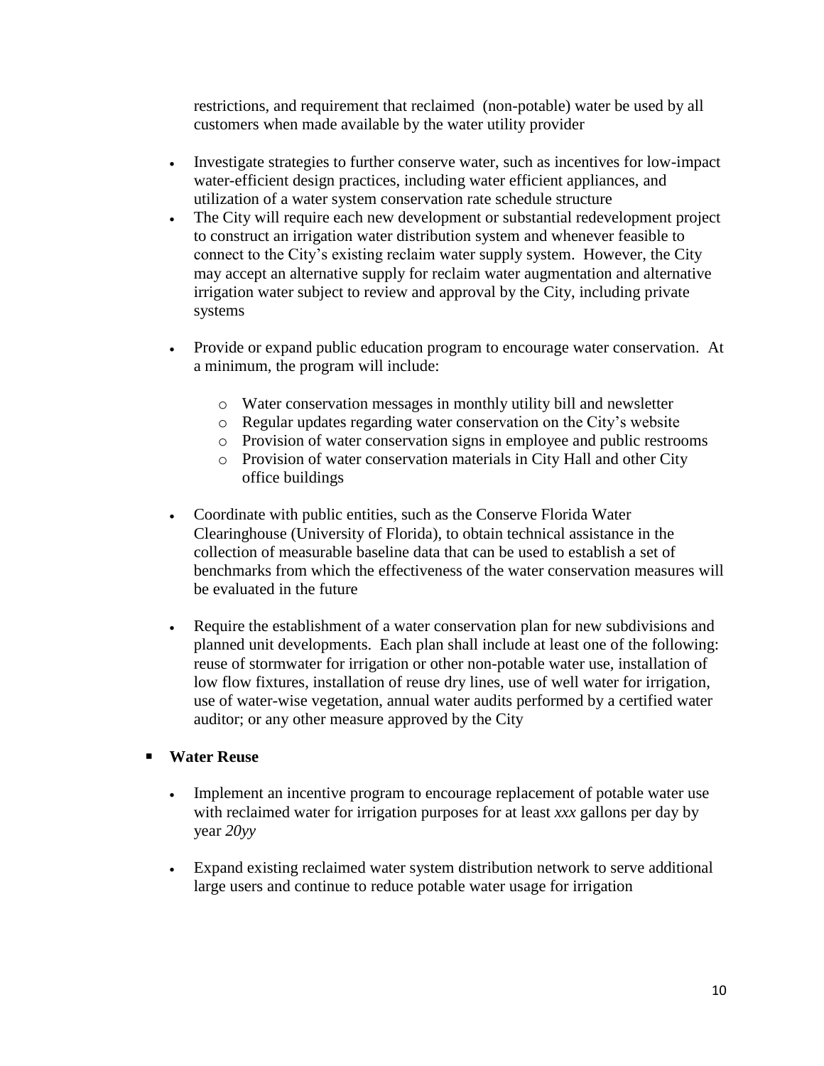restrictions, and requirement that reclaimed (non-potable) water be used by all customers when made available by the water utility provider

- Investigate strategies to further conserve water, such as incentives for low-impact water-efficient design practices, including water efficient appliances, and utilization of a water system conservation rate schedule structure
- The City will require each new development or substantial redevelopment project to construct an irrigation water distribution system and whenever feasible to connect to the City's existing reclaim water supply system. However, the City may accept an alternative supply for reclaim water augmentation and alternative irrigation water subject to review and approval by the City, including private systems

- Provide or expand public education program to encourage water conservation. At a minimum, the program will include:

  - Water conservation messages in monthly utility bill and newsletter
  - Regular updates regarding water conservation on the City's website
  - Provision of water conservation signs in employee and public restrooms
  - Provision of water conservation materials in City Hall and other City office buildings

- Coordinate with public entities, such as the Conserve Florida Water Clearinghouse (University of Florida), to obtain technical assistance in the collection of measurable baseline data that can be used to establish a set of benchmarks from which the effectiveness of the water conservation measures will be evaluated in the future

- Require the establishment of a water conservation plan for new subdivisions and planned unit developments. Each plan shall include at least one of the following: reuse of stormwater for irrigation or other non-potable water use, installation of low flow fixtures, installation of reuse dry lines, use of well water for irrigation, use of water-wise vegetation, annual water audits performed by a certified water auditor; or any other measure approved by the City

- **Water Reuse**

  - Implement an incentive program to encourage replacement of potable water use with reclaimed water for irrigation purposes for at least *xxx* gallons per day by year *20yy*

  - Expand existing reclaimed water system distribution network to serve additional large users and continue to reduce potable water usage for irrigation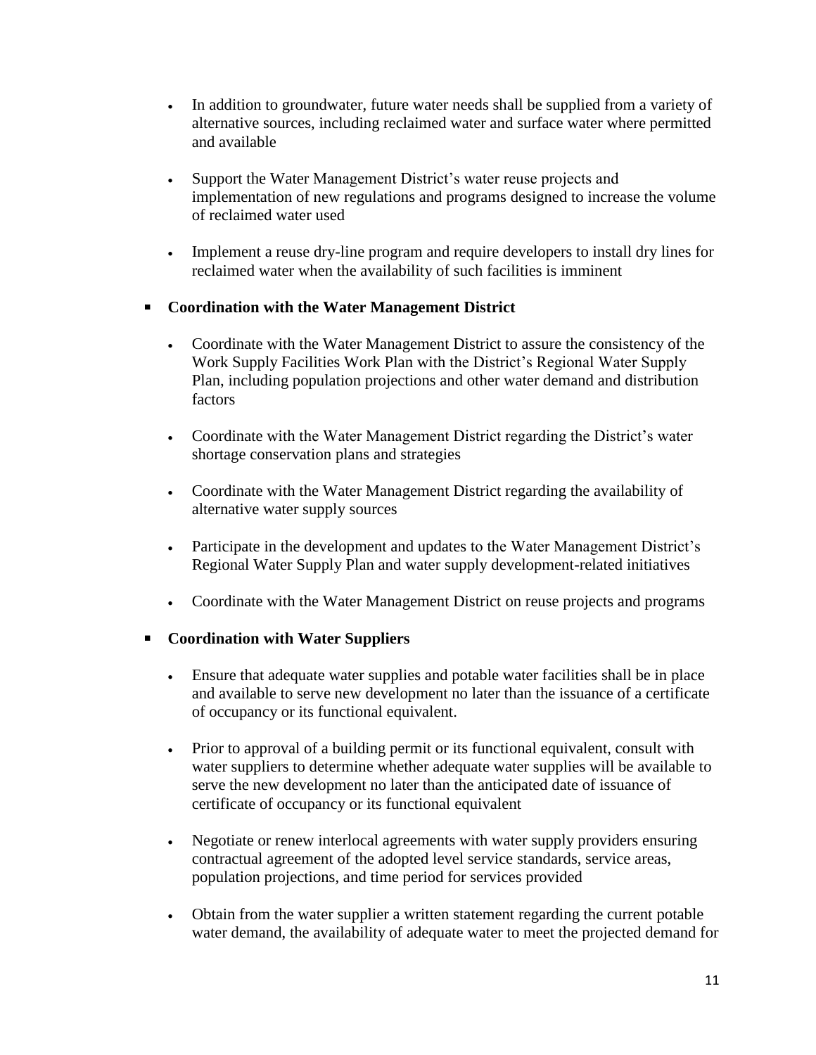- In addition to groundwater, future water needs shall be supplied from a variety of alternative sources, including reclaimed water and surface water where permitted and available
- Support the Water Management District's water reuse projects and implementation of new regulations and programs designed to increase the volume of reclaimed water used
- Implement a reuse dry-line program and require developers to install dry lines for reclaimed water when the availability of such facilities is imminent

- **Coordination with the Water Management District**
  - Coordinate with the Water Management District to assure the consistency of the Work Supply Facilities Work Plan with the District's Regional Water Supply Plan, including population projections and other water demand and distribution factors
  - Coordinate with the Water Management District regarding the District's water shortage conservation plans and strategies
  - Coordinate with the Water Management District regarding the availability of alternative water supply sources
  - Participate in the development and updates to the Water Management District's Regional Water Supply Plan and water supply development-related initiatives
  - Coordinate with the Water Management District on reuse projects and programs

- **Coordination with Water Suppliers**
  - Ensure that adequate water supplies and potable water facilities shall be in place and available to serve new development no later than the issuance of a certificate of occupancy or its functional equivalent.
  - Prior to approval of a building permit or its functional equivalent, consult with water suppliers to determine whether adequate water supplies will be available to serve the new development no later than the anticipated date of issuance of certificate of occupancy or its functional equivalent
  - Negotiate or renew interlocal agreements with water supply providers ensuring contractual agreement of the adopted level service standards, service areas, population projections, and time period for services provided
  - Obtain from the water supplier a written statement regarding the current potable water demand, the availability of adequate water to meet the projected demand for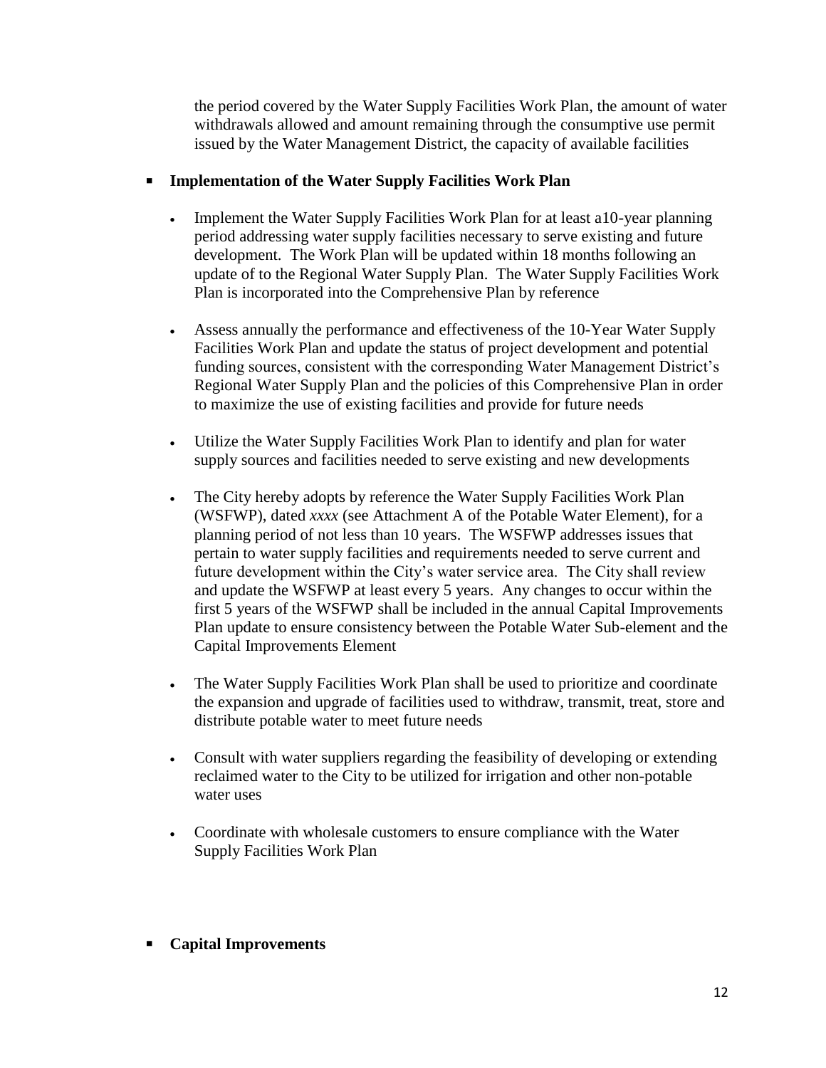the period covered by the Water Supply Facilities Work Plan, the amount of water withdrawals allowed and amount remaining through the consumptive use permit issued by the Water Management District, the capacity of available facilities

- **Implementation of the Water Supply Facilities Work Plan**

  - Implement the Water Supply Facilities Work Plan for at least a10-year planning period addressing water supply facilities necessary to serve existing and future development. The Work Plan will be updated within 18 months following an update of to the Regional Water Supply Plan. The Water Supply Facilities Work Plan is incorporated into the Comprehensive Plan by reference

  - Assess annually the performance and effectiveness of the 10-Year Water Supply Facilities Work Plan and update the status of project development and potential funding sources, consistent with the corresponding Water Management District's Regional Water Supply Plan and the policies of this Comprehensive Plan in order to maximize the use of existing facilities and provide for future needs

  - Utilize the Water Supply Facilities Work Plan to identify and plan for water supply sources and facilities needed to serve existing and new developments

  - The City hereby adopts by reference the Water Supply Facilities Work Plan (WSFWP), dated *xxxx* (see Attachment A of the Potable Water Element), for a planning period of not less than 10 years. The WSFWP addresses issues that pertain to water supply facilities and requirements needed to serve current and future development within the City's water service area. The City shall review and update the WSFWP at least every 5 years. Any changes to occur within the first 5 years of the WSFWP shall be included in the annual Capital Improvements Plan update to ensure consistency between the Potable Water Sub-element and the Capital Improvements Element

  - The Water Supply Facilities Work Plan shall be used to prioritize and coordinate the expansion and upgrade of facilities used to withdraw, transmit, treat, store and distribute potable water to meet future needs

  - Consult with water suppliers regarding the feasibility of developing or extending reclaimed water to the City to be utilized for irrigation and other non-potable water uses

  - Coordinate with wholesale customers to ensure compliance with the Water Supply Facilities Work Plan

- **Capital Improvements**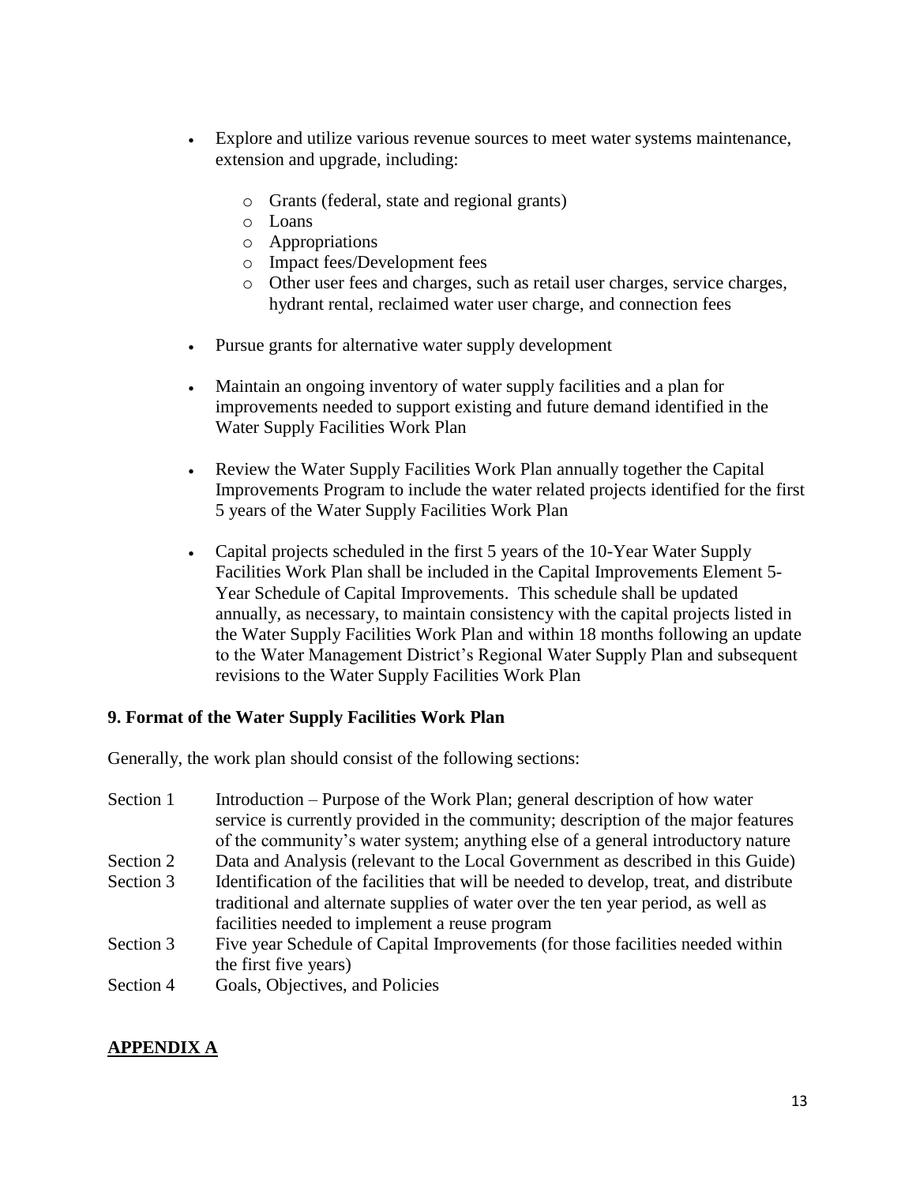- Explore and utilize various revenue sources to meet water systems maintenance, extension and upgrade, including:
    - Grants (federal, state and regional grants)
    - Loans
    - Appropriations
    - Impact fees/Development fees
    - Other user fees and charges, such as retail user charges, service charges, hydrant rental, reclaimed water user charge, and connection fees

- Pursue grants for alternative water supply development

- Maintain an ongoing inventory of water supply facilities and a plan for improvements needed to support existing and future demand identified in the Water Supply Facilities Work Plan

- Review the Water Supply Facilities Work Plan annually together the Capital Improvements Program to include the water related projects identified for the first 5 years of the Water Supply Facilities Work Plan

- Capital projects scheduled in the first 5 years of the 10-Year Water Supply Facilities Work Plan shall be included in the Capital Improvements Element 5-Year Schedule of Capital Improvements. This schedule shall be updated annually, as necessary, to maintain consistency with the capital projects listed in the Water Supply Facilities Work Plan and within 18 months following an update to the Water Management District's Regional Water Supply Plan and subsequent revisions to the Water Supply Facilities Work Plan

**9. Format of the Water Supply Facilities Work Plan**

Generally, the work plan should consist of the following sections:

| | |
|---|---|
| Section 1 | Introduction – Purpose of the Work Plan; general description of how water service is currently provided in the community; description of the major features of the community's water system; anything else of a general introductory nature |
| Section 2 | Data and Analysis (relevant to the Local Government as described in this Guide) |
| Section 3 | Identification of the facilities that will be needed to develop, treat, and distribute traditional and alternate supplies of water over the ten year period, as well as facilities needed to implement a reuse program |
| Section 3 | Five year Schedule of Capital Improvements (for those facilities needed within the first five years) |
| Section 4 | Goals, Objectives, and Policies |

**APPENDIX A**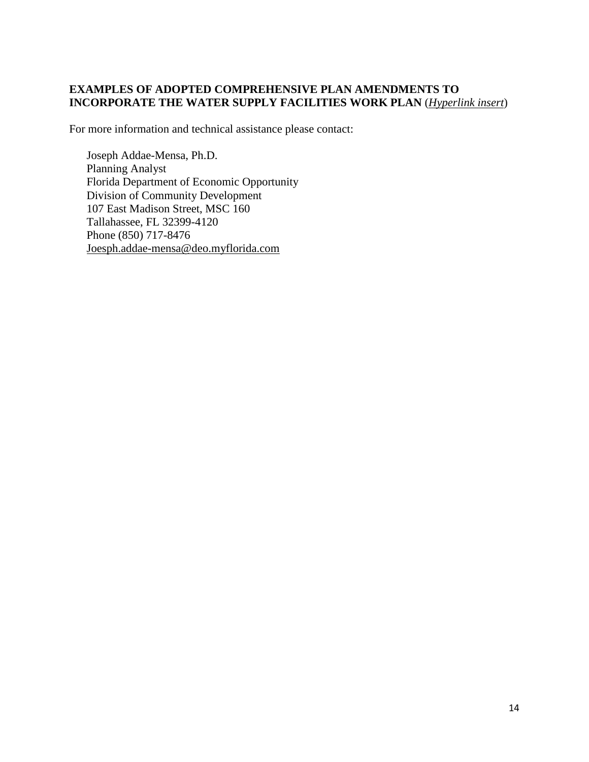**EXAMPLES OF ADOPTED COMPREHENSIVE PLAN AMENDMENTS TO INCORPORATE THE WATER SUPPLY FACILITIES WORK PLAN** (*Hyperlink insert*)

For more information and technical assistance please contact:

Joseph Addae-Mensa, Ph.D.
Planning Analyst
Florida Department of Economic Opportunity
Division of Community Development
107 East Madison Street, MSC 160
Tallahassee, FL 32399-4120
Phone (850) 717-8476
Joesph.addae-mensa@deo.myflorida.com